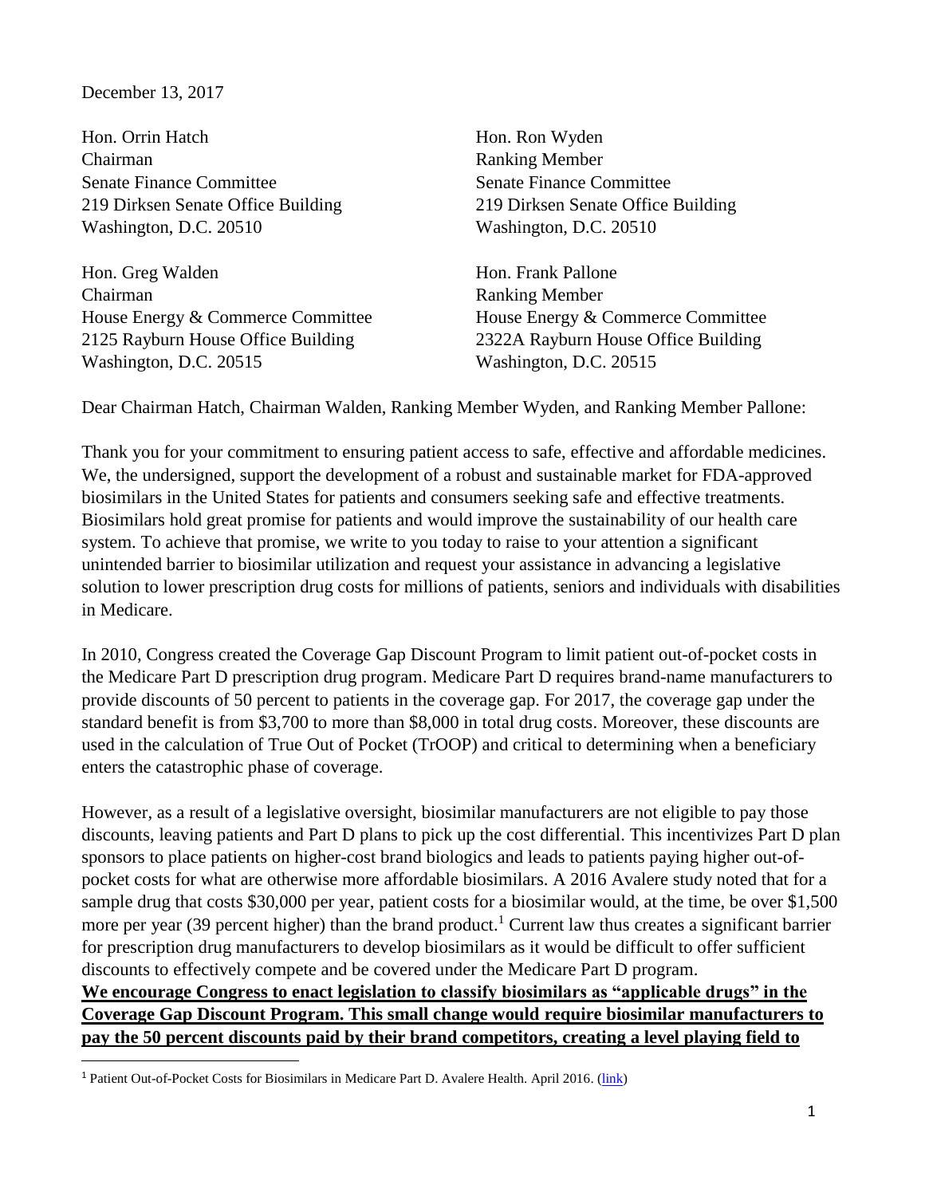December 13, 2017

Hon. Orrin Hatch
Chairman
Senate Finance Committee
219 Dirksen Senate Office Building
Washington, D.C. 20510

Hon. Ron Wyden
Ranking Member
Senate Finance Committee
219 Dirksen Senate Office Building
Washington, D.C. 20510

Hon. Greg Walden
Chairman
House Energy & Commerce Committee
2125 Rayburn House Office Building
Washington, D.C. 20515

Hon. Frank Pallone
Ranking Member
House Energy & Commerce Committee
2322A Rayburn House Office Building
Washington, D.C. 20515

Dear Chairman Hatch, Chairman Walden, Ranking Member Wyden, and Ranking Member Pallone:

Thank you for your commitment to ensuring patient access to safe, effective and affordable medicines. We, the undersigned, support the development of a robust and sustainable market for FDA-approved biosimilars in the United States for patients and consumers seeking safe and effective treatments. Biosimilars hold great promise for patients and would improve the sustainability of our health care system. To achieve that promise, we write to you today to raise to your attention a significant unintended barrier to biosimilar utilization and request your assistance in advancing a legislative solution to lower prescription drug costs for millions of patients, seniors and individuals with disabilities in Medicare.

In 2010, Congress created the Coverage Gap Discount Program to limit patient out-of-pocket costs in the Medicare Part D prescription drug program. Medicare Part D requires brand-name manufacturers to provide discounts of 50 percent to patients in the coverage gap. For 2017, the coverage gap under the standard benefit is from $3,700 to more than $8,000 in total drug costs. Moreover, these discounts are used in the calculation of True Out of Pocket (TrOOP) and critical to determining when a beneficiary enters the catastrophic phase of coverage.

However, as a result of a legislative oversight, biosimilar manufacturers are not eligible to pay those discounts, leaving patients and Part D plans to pick up the cost differential. This incentivizes Part D plan sponsors to place patients on higher-cost brand biologics and leads to patients paying higher out-of-pocket costs for what are otherwise more affordable biosimilars. A 2016 Avalere study noted that for a sample drug that costs $30,000 per year, patient costs for a biosimilar would, at the time, be over $1,500 more per year (39 percent higher) than the brand product.[1] Current law thus creates a significant barrier for prescription drug manufacturers to develop biosimilars as it would be difficult to offer sufficient discounts to effectively compete and be covered under the Medicare Part D program.

**We encourage Congress to enact legislation to classify biosimilars as "applicable drugs" in the Coverage Gap Discount Program. This small change would require biosimilar manufacturers to pay the 50 percent discounts paid by their brand competitors, creating a level playing field to**

[1] Patient Out-of-Pocket Costs for Biosimilars in Medicare Part D. Avalere Health. April 2016. (link)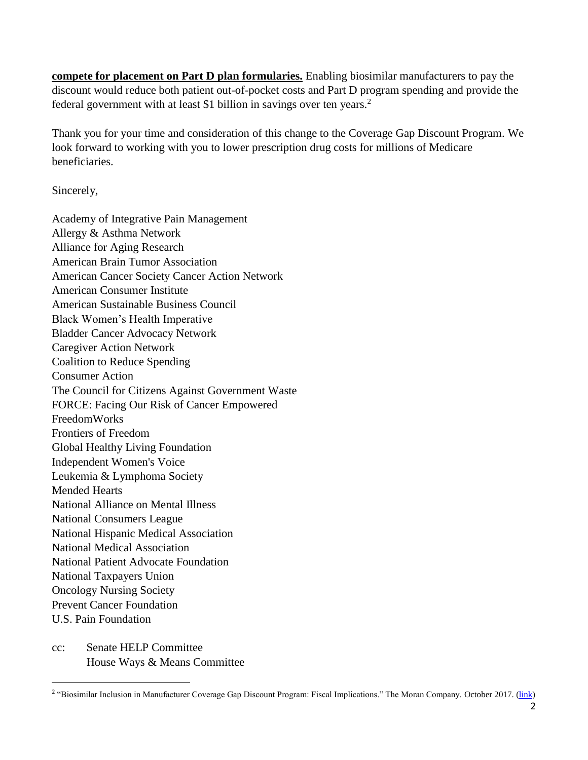**compete for placement on Part D plan formularies.** Enabling biosimilar manufacturers to pay the discount would reduce both patient out-of-pocket costs and Part D program spending and provide the federal government with at least $1 billion in savings over ten years.[2]

Thank you for your time and consideration of this change to the Coverage Gap Discount Program. We look forward to working with you to lower prescription drug costs for millions of Medicare beneficiaries.

Sincerely,

Academy of Integrative Pain Management
Allergy & Asthma Network
Alliance for Aging Research
American Brain Tumor Association
American Cancer Society Cancer Action Network
American Consumer Institute
American Sustainable Business Council
Black Women's Health Imperative
Bladder Cancer Advocacy Network
Caregiver Action Network
Coalition to Reduce Spending
Consumer Action
The Council for Citizens Against Government Waste
FORCE: Facing Our Risk of Cancer Empowered
FreedomWorks
Frontiers of Freedom
Global Healthy Living Foundation
Independent Women's Voice
Leukemia & Lymphoma Society
Mended Hearts
National Alliance on Mental Illness
National Consumers League
National Hispanic Medical Association
National Medical Association
National Patient Advocate Foundation
National Taxpayers Union
Oncology Nursing Society
Prevent Cancer Foundation
U.S. Pain Foundation

cc: Senate HELP Committee
House Ways & Means Committee

---

[2] "Biosimilar Inclusion in Manufacturer Coverage Gap Discount Program: Fiscal Implications." The Moran Company. October 2017. (link)